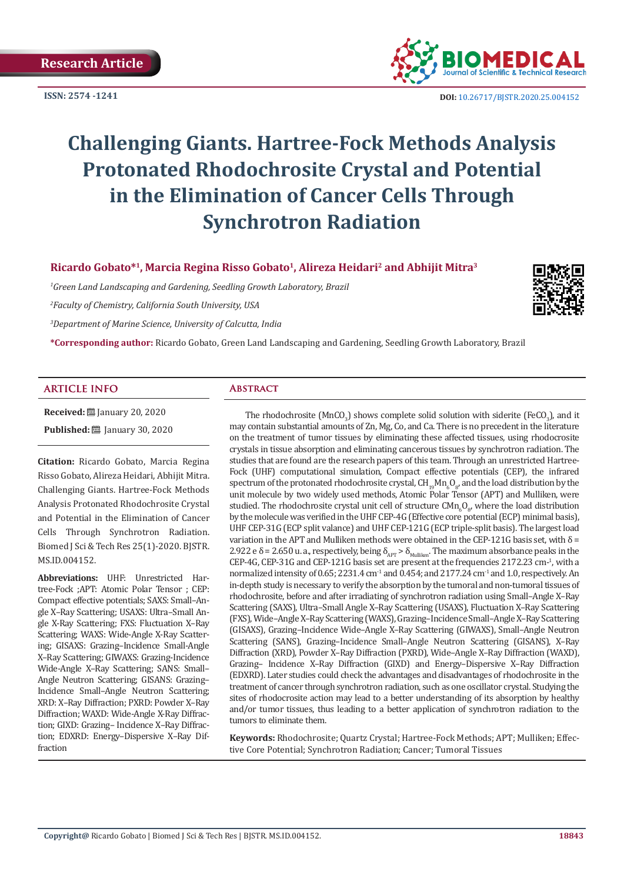Research Article

ISSN: 2574 -1241

DOI: 10.26717/BJSTR.2020.25.004152

# Challenging Giants. Hartree-Fock Methods Analysis Protonated Rhodochrosite Crystal and Potential in the Elimination of Cancer Cells Through Synchrotron Radiation

**Ricardo Gobato*[1], Marcia Regina Risso Gobato[1], Alireza Heidari[2] and Abhijit Mitra[3]**

[1]*Green Land Landscaping and Gardening, Seedling Growth Laboratory, Brazil*

[2]*Faculty of Chemistry, California South University, USA*

[3]*Department of Marine Science, University of Calcutta, India*

***Corresponding author:** Ricardo Gobato, Green Land Landscaping and Gardening, Seedling Growth Laboratory, Brazil

## ARTICLE INFO

**Received:** January 20, 2020

**Published:** January 30, 2020

**Citation:** Ricardo Gobato, Marcia Regina Risso Gobato, Alireza Heidari, Abhijit Mitra. Challenging Giants. Hartree-Fock Methods Analysis Protonated Rhodochrosite Crystal and Potential in the Elimination of Cancer Cells Through Synchrotron Radiation. Biomed J Sci & Tech Res 25(1)-2020. BJSTR. MS.ID.004152.

**Abbreviations:** UHF: Unrestricted Hartree-Fock ;APT: Atomic Polar Tensor ; CEP: Compact effective potentials; SAXS: Small–Angle X–Ray Scattering; USAXS: Ultra–Small Angle X–Ray Scattering; FXS: Fluctuation X–Ray Scattering; WAXS: Wide-Angle X-Ray Scattering; GISAXS: Grazing–Incidence Small-Angle X–Ray Scattering; GIWAXS: Grazing-Incidence Wide-Angle X–Ray Scattering; SANS: Small–Angle Neutron Scattering; GISANS: Grazing–Incidence Small–Angle Neutron Scattering; XRD: X–Ray Diffraction; PXRD: Powder X–Ray Diffraction; WAXD: Wide-Angle X-Ray Diffraction; GIXD: Grazing– Incidence X–Ray Diffraction; EDXRD: Energy–Dispersive X–Ray Diffraction

## Abstract

The rhodochrosite ($MnCO_3$) shows complete solid solution with siderite ($FeCO_3$), and it may contain substantial amounts of Zn, Mg, Co, and Ca. There is no precedent in the literature on the treatment of tumor tissues by eliminating these affected tissues, using rhodocrosite crystals in tissue absorption and eliminating cancerous tissues by synchrotron radiation. The studies that are found are the research papers of this team. Through an unrestricted Hartree-Fock (UHF) computational simulation, Compact effective potentials (CEP), the infrared spectrum of the protonated rhodochrosite crystal, $CH_{19}Mn_6O_8$, and the load distribution by the unit molecule by two widely used methods, Atomic Polar Tensor (APT) and Mulliken, were studied. The rhodochrosite crystal unit cell of structure $CMn_6O_8$, where the load distribution by the molecule was verified in the UHF CEP-4G (Effective core potential (ECP) minimal basis), UHF CEP-31G (ECP split valance) and UHF CEP-121G (ECP triple-split basis). The largest load variation in the APT and Mulliken methods were obtained in the CEP-121G basis set, with $\delta$ = 2.922 e $\delta$ = 2.650 u. a., respectively, being $\delta_{APT} > \delta_{Mulliken}$. The maximum absorbance peaks in the CEP-4G, CEP-31G and CEP-121G basis set are present at the frequencies 2172.23 $cm^{-1}$, with a normalized intensity of 0.65; 2231.4 $cm^{-1}$ and 0.454; and 2177.24 $cm^{-1}$ and 1.0, respectively. An in-depth study is necessary to verify the absorption by the tumoral and non-tumoral tissues of rhodochrosite, before and after irradiating of synchrotron radiation using Small–Angle X–Ray Scattering (SAXS), Ultra–Small Angle X–Ray Scattering (USAXS), Fluctuation X–Ray Scattering (FXS), Wide–Angle X–Ray Scattering (WAXS), Grazing–Incidence Small–Angle X–Ray Scattering (GISAXS), Grazing–Incidence Wide–Angle X–Ray Scattering (GIWAXS), Small–Angle Neutron Scattering (SANS), Grazing–Incidence Small–Angle Neutron Scattering (GISANS), X–Ray Diffraction (XRD), Powder X–Ray Diffraction (PXRD), Wide–Angle X–Ray Diffraction (WAXD), Grazing– Incidence X–Ray Diffraction (GIXD) and Energy–Dispersive X–Ray Diffraction (EDXRD). Later studies could check the advantages and disadvantages of rhodochrosite in the treatment of cancer through synchrotron radiation, such as one oscillator crystal. Studying the sites of rhodocrosite action may lead to a better understanding of its absorption by healthy and/or tumor tissues, thus leading to a better application of synchrotron radiation to the tumors to eliminate them.

**Keywords:** Rhodochrosite; Quartz Crystal; Hartree-Fock Methods; APT; Mulliken; Effective Core Potential; Synchrotron Radiation; Cancer; Tumoral Tissues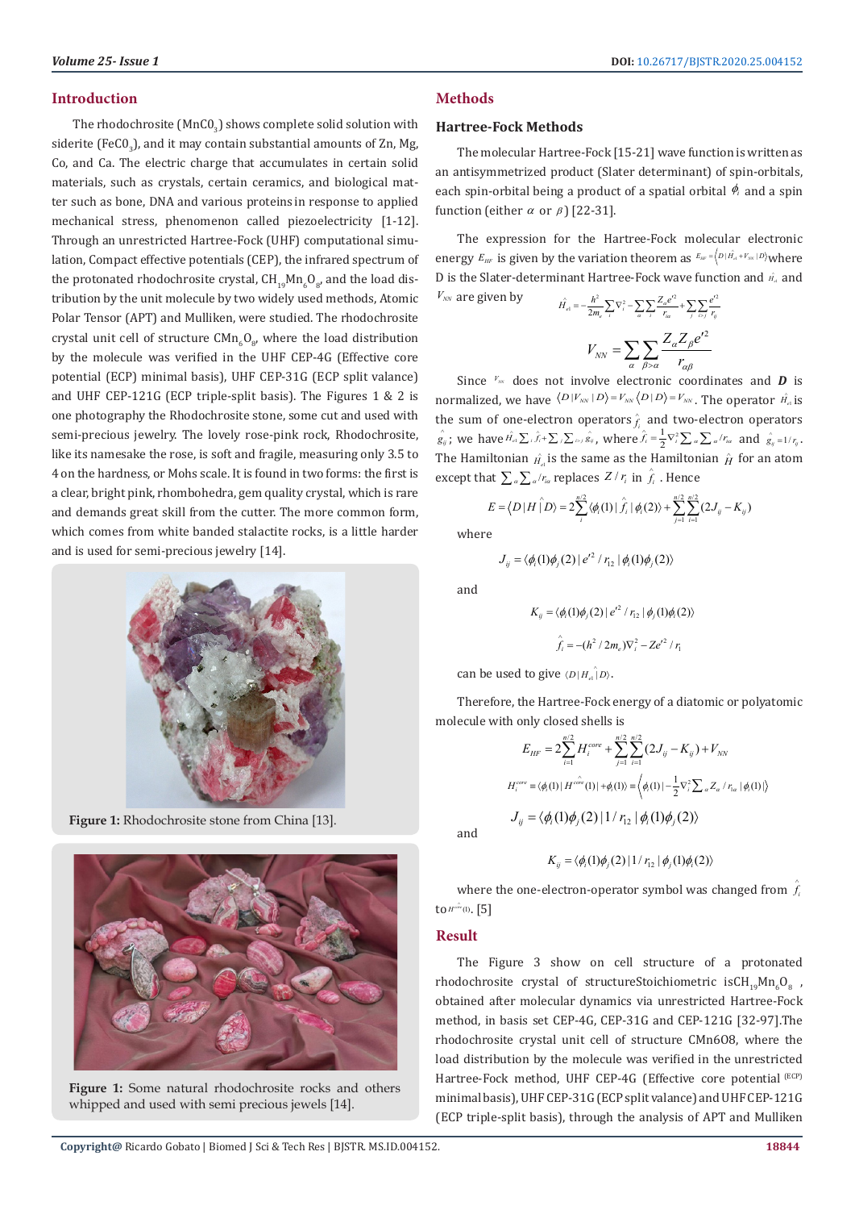## Introduction

The rhodochrosite ($MnC0_3$) shows complete solid solution with siderite ($FeC0_3$), and it may contain substantial amounts of Zn, Mg, Co, and Ca. The electric charge that accumulates in certain solid materials, such as crystals, certain ceramics, and biological matter such as bone, DNA and various proteins in response to applied mechanical stress, phenomenon called piezoelectricity [1-12]. Through an unrestricted Hartree-Fock (UHF) computational simulation, Compact effective potentials (CEP), the infrared spectrum of the protonated rhodochrosite crystal, $CH_{19}Mn_6O_8$, and the load distribution by the unit molecule by two widely used methods, Atomic Polar Tensor (APT) and Mulliken, were studied. The rhodochrosite crystal unit cell of structure $CMn_6O_8$, where the load distribution by the molecule was verified in the UHF CEP-4G (Effective core potential (ECP) minimal basis), UHF CEP-31G (ECP split valance) and UHF CEP-121G (ECP triple-split basis). The Figures 1 & 2 is one photography the Rhodochrosite stone, some cut and used with semi-precious jewelry. The lovely rose-pink rock, Rhodochrosite, like its namesake the rose, is soft and fragile, measuring only 3.5 to 4 on the hardness, or Mohs scale. It is found in two forms: the first is a clear, bright pink, rhombohedra, gem quality crystal, which is rare and demands great skill from the cutter. The more common form, which comes from white banded stalactite rocks, is a little harder and is used for semi-precious jewelry [14].

**Figure 1:** Rhodochrosite stone from China [13].

**Figure 1:** Some natural rhodochrosite rocks and others whipped and used with semi precious jewels [14].

## Methods

### Hartree-Fock Methods

The molecular Hartree-Fock [15-21] wave function is written as an antisymmetrized product (Slater determinant) of spin-orbitals, each spin-orbital being a product of a spatial orbital $\phi_i$ and a spin function (either $\alpha$ or $\beta$) [22-31].

The expression for the Hartree-Fock molecular electronic energy $E_{HF}$ is given by the variation theorem as $E_{HF} = \langle D | \hat{H}_{el} + V_{NN} | D \rangle$ where D is the Slater-determinant Hartree-Fock wave function and $\hat{H}_{el}$ and $V_{NN}$ are given by

$$\hat{H}_{el} = -\frac{\hbar^2}{2m_e}\sum_i \nabla_i^2 - \sum_\alpha \sum_i \frac{Z_\alpha e'^2}{r_{i\alpha}} + \sum_j \sum_{i>j} \frac{e'^2}{r_{ij}}$$

$$V_{NN} = \sum_\alpha \sum_{\beta>\alpha} \frac{Z_\alpha Z_\beta e'^2}{r_{\alpha\beta}}$$

Since $V_{NN}$ does not involve electronic coordinates and $\boldsymbol{D}$ is normalized, we have $\langle D | V_{NN} | D \rangle = V_{NN} \langle D | D \rangle = V_{NN}$. The operator $\hat{H}_{el}$ is the sum of one-electron operators $\hat{f}_i$ and two-electron operators $\hat{g}_{ij}$; we have $\hat{H}_{el} \sum_i \hat{f}_i + \sum_j \sum_{i>j} \hat{g}_{ij}$, where $\hat{f}_i = \frac{1}{2}\nabla_i^2 \sum_\alpha \sum_\alpha / r_{i\alpha}$ and $\hat{g}_{ij} = 1/r_{ij}$. The Hamiltonian $\hat{H}_{el}$ is the same as the Hamiltonian $\hat{H}$ for an atom except that $\sum_\alpha \sum_\alpha / r_{i\alpha}$ replaces $Z/r_i$ in $\hat{f}_i$. Hence

$$E = \langle D | \hat{H} | D \rangle = 2\sum_i^{n/2} \langle \phi_i(1) | \hat{f}_i | \phi_i(2) \rangle + \sum_{j=1}^{n/2} \sum_{i=1}^{n/2} (2J_{ij} - K_{ij})$$

where

$$J_{ij} = \langle \phi_i(1)\phi_j(2) | e'^2 / r_{12} | \phi_i(1)\phi_j(2) \rangle$$

and

$$K_{ij} = \langle \phi_i(1)\phi_j(2) | e'^2 / r_{12} | \phi_j(1)\phi_i(2) \rangle$$

$$\hat{f}_i = -(\hbar^2 / 2m_e)\nabla_i^2 - Ze'^2 / r_1$$

can be used to give $\langle D | \hat{H}_{el} | D \rangle$.

Therefore, the Hartree-Fock energy of a diatomic or polyatomic molecule with only closed shells is

$$E_{HF} = 2\sum_{i=1}^{n/2} H_i^{core} + \sum_{j=1}^{n/2} \sum_{i=1}^{n/2} (2J_{ij} - K_{ij}) + V_{NN}$$

$$H_i^{core} \equiv \langle \phi_i(1) | \hat{H}^{core}(1) | + \phi_i(1) \rangle \equiv \left\langle \phi_i(1) \middle| -\frac{1}{2}\nabla_i^2 \sum_\alpha Z_\alpha / r_{1\alpha} \middle| \phi_i(1) \right\rangle$$

$$J_{ij} = \langle \phi_i(1)\phi_j(2) | 1/r_{12} | \phi_i(1)\phi_j(2) \rangle$$

and

$$K_{ij} = \langle \phi_i(1)\phi_j(2) | 1/r_{12} | \phi_j(1)\phi_i(2) \rangle$$

where the one-electron-operator symbol was changed from $\hat{f}_i$ to $\hat{H}^{core}(1)$. [5]

## Result

The Figure 3 show on cell structure of a protonated rhodochrosite crystal of structureStoichiometric is$CH_{19}Mn_6O_8$, obtained after molecular dynamics via unrestricted Hartree-Fock method, in basis set CEP-4G, CEP-31G and CEP-121G [32-97].The rhodochrosite crystal unit cell of structure CMn6O8, where the load distribution by the molecule was verified in the unrestricted Hartree-Fock method, UHF CEP-4G (Effective core potential (ECP) minimal basis), UHF CEP-31G (ECP split valance) and UHF CEP-121G (ECP triple-split basis), through the analysis of APT and Mulliken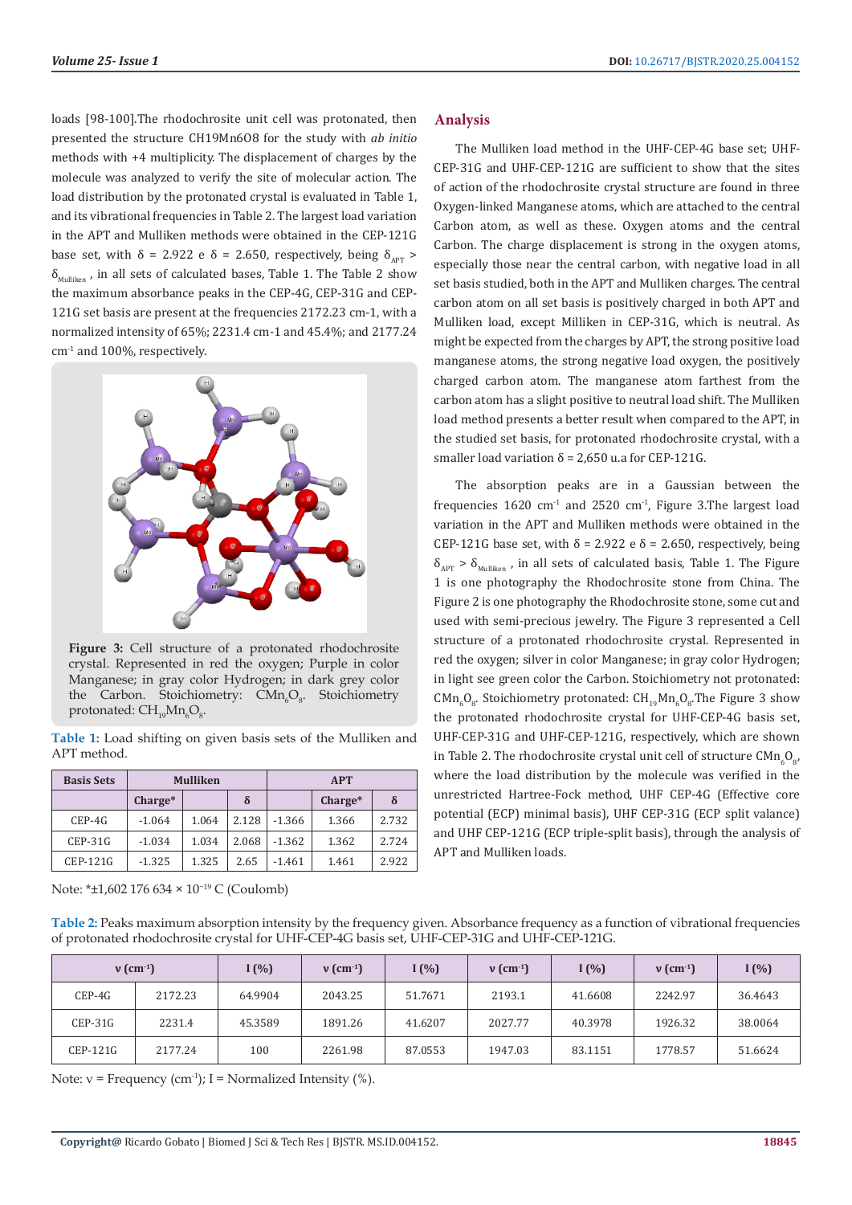loads [98-100].The rhodochrosite unit cell was protonated, then presented the structure CH19Mn6O8 for the study with *ab initio* methods with +4 multiplicity. The displacement of charges by the molecule was analyzed to verify the site of molecular action. The load distribution by the protonated crystal is evaluated in Table 1, and its vibrational frequencies in Table 2. The largest load variation in the APT and Mulliken methods were obtained in the CEP-121G base set, with δ = 2.922 e δ = 2.650, respectively, being $\delta_{APT}$ > $\delta_{Mulliken}$ , in all sets of calculated bases, Table 1. The Table 2 show the maximum absorbance peaks in the CEP-4G, CEP-31G and CEP-121G set basis are present at the frequencies 2172.23 cm-1, with a normalized intensity of 65%; 2231.4 cm-1 and 45.4%; and 2177.24 $cm^{-1}$ and 100%, respectively.

**Figure 3:** Cell structure of a protonated rhodochrosite crystal. Represented in red the oxygen; Purple in color Manganese; in gray color Hydrogen; in dark grey color the Carbon. Stoichiometry: $CMn_6O_8$. Stoichiometry protonated: $CH_{19}Mn_6O_8$.

**Table 1:** Load shifting on given basis sets of the Mulliken and APT method.

| Basis Sets | Mulliken | | | APT | | |
|---|---|---|---|---|---|---|
| | Charge* | | δ | | Charge* | δ |
| CEP-4G | -1.064 | 1.064 | 2.128 | -1.366 | 1.366 | 2.732 |
| CEP-31G | -1.034 | 1.034 | 2.068 | -1.362 | 1.362 | 2.724 |
| CEP-121G | -1.325 | 1.325 | 2.65 | -1.461 | 1.461 | 2.922 |

Note: *±1,602 176 634 × $10^{-19}$ C (Coulomb)

## Analysis

The Mulliken load method in the UHF-CEP-4G base set; UHF-CEP-31G and UHF-CEP-121G are sufficient to show that the sites of action of the rhodochrosite crystal structure are found in three Oxygen-linked Manganese atoms, which are attached to the central Carbon atom, as well as these. Oxygen atoms and the central Carbon. The charge displacement is strong in the oxygen atoms, especially those near the central carbon, with negative load in all set basis studied, both in the APT and Mulliken charges. The central carbon atom on all set basis is positively charged in both APT and Mulliken load, except Milliken in CEP-31G, which is neutral. As might be expected from the charges by APT, the strong positive load manganese atoms, the strong negative load oxygen, the positively charged carbon atom. The manganese atom farthest from the carbon atom has a slight positive to neutral load shift. The Mulliken load method presents a better result when compared to the APT, in the studied set basis, for protonated rhodochrosite crystal, with a smaller load variation δ = 2,650 u.a for CEP-121G.

The absorption peaks are in a Gaussian between the frequencies 1620 $cm^{-1}$ and 2520 $cm^{-1}$, Figure 3.The largest load variation in the APT and Mulliken methods were obtained in the CEP-121G base set, with δ = 2.922 e δ = 2.650, respectively, being $\delta_{APT}$ > $\delta_{Mulliken}$ , in all sets of calculated basis, Table 1. The Figure 1 is one photography the Rhodochrosite stone from China. The Figure 2 is one photography the Rhodochrosite stone, some cut and used with semi-precious jewelry. The Figure 3 represented a Cell structure of a protonated rhodochrosite crystal. Represented in red the oxygen; silver in color Manganese; in gray color Hydrogen; in light see green color the Carbon. Stoichiometry not protonated: $CMn_6O_8$. Stoichiometry protonated: $CH_{19}Mn_6O_8$.The Figure 3 show the protonated rhodochrosite crystal for UHF-CEP-4G basis set, UHF-CEP-31G and UHF-CEP-121G, respectively, which are shown in Table 2. The rhodochrosite crystal unit cell of structure $CMn_6O_8$, where the load distribution by the molecule was verified in the unrestricted Hartree-Fock method, UHF CEP-4G (Effective core potential (ECP) minimal basis), UHF CEP-31G (ECP split valance) and UHF CEP-121G (ECP triple-split basis), through the analysis of APT and Mulliken loads.

**Table 2:** Peaks maximum absorption intensity by the frequency given. Absorbance frequency as a function of vibrational frequencies of protonated rhodochrosite crystal for UHF-CEP-4G basis set, UHF-CEP-31G and UHF-CEP-121G.

| ν ($cm^{-1}$) | | I (%) | ν ($cm^{-1}$) | I (%) | ν ($cm^{-1}$) | I (%) | ν ($cm^{-1}$) | I (%) |
|---|---|---|---|---|---|---|---|---|
| CEP-4G | 2172.23 | 64.9904 | 2043.25 | 51.7671 | 2193.1 | 41.6608 | 2242.97 | 36.4643 |
| CEP-31G | 2231.4 | 45.3589 | 1891.26 | 41.6207 | 2027.77 | 40.3978 | 1926.32 | 38.0064 |
| CEP-121G | 2177.24 | 100 | 2261.98 | 87.0553 | 1947.03 | 83.1151 | 1778.57 | 51.6624 |

Note: ν = Frequency ($cm^{-1}$); I = Normalized Intensity (%).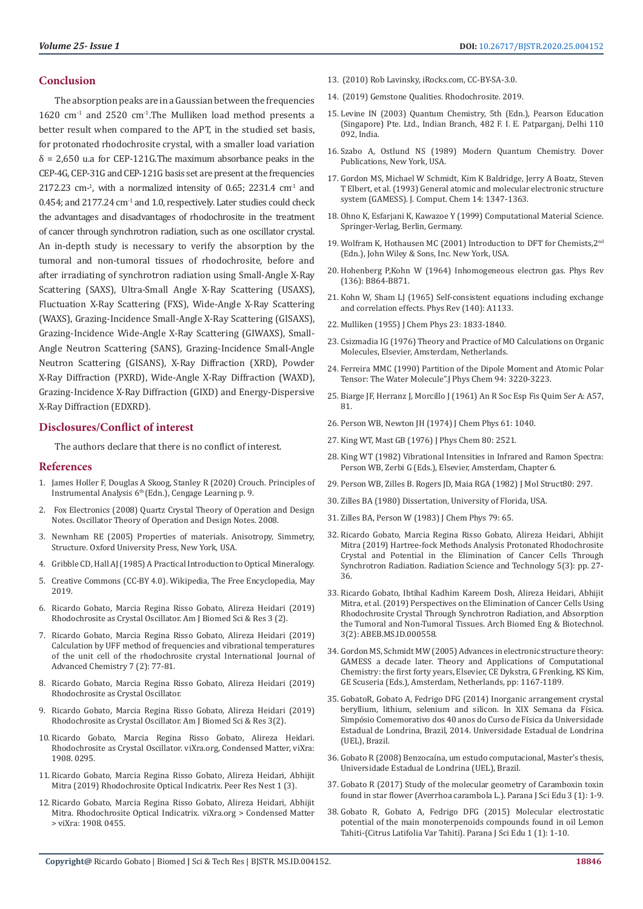## Conclusion

The absorption peaks are in a Gaussian between the frequencies 1620 $cm^{-1}$ and 2520 $cm^{-1}$. The Mulliken load method presents a better result when compared to the APT, in the studied set basis, for protonated rhodochrosite crystal, with a smaller load variation $\delta$ = 2,650 u.a for CEP-121G. The maximum absorbance peaks in the CEP-4G, CEP-31G and CEP-121G basis set are present at the frequencies 2172.23 $cm^{-1}$, with a normalized intensity of 0.65; 2231.4 $cm^{-1}$ and 0.454; and 2177.24 $cm^{-1}$ and 1.0, respectively. Later studies could check the advantages and disadvantages of rhodochrosite in the treatment of cancer through synchrotron radiation, such as one oscillator crystal. An in-depth study is necessary to verify the absorption by the tumoral and non-tumoral tissues of rhodochrosite, before and after irradiating of synchrotron radiation using Small-Angle X-Ray Scattering (SAXS), Ultra-Small Angle X-Ray Scattering (USAXS), Fluctuation X-Ray Scattering (FXS), Wide-Angle X-Ray Scattering (WAXS), Grazing-Incidence Small-Angle X-Ray Scattering (GISAXS), Grazing-Incidence Wide-Angle X-Ray Scattering (GIWAXS), Small-Angle Neutron Scattering (SANS), Grazing-Incidence Small-Angle Neutron Scattering (GISANS), X-Ray Diffraction (XRD), Powder X-Ray Diffraction (PXRD), Wide-Angle X-Ray Diffraction (WAXD), Grazing-Incidence X-Ray Diffraction (GIXD) and Energy-Dispersive X-Ray Diffraction (EDXRD).

## Disclosures/Conflict of interest

The authors declare that there is no conflict of interest.

## References

1. James Holler F, Douglas A Skoog, Stanley R (2020) Crouch. Principles of Instrumental Analysis 6th (Edn.), Cengage Learning p. 9.
2. Fox Electronics (2008) Quartz Crystal Theory of Operation and Design Notes. Oscillator Theory of Operation and Design Notes. 2008.
3. Newnham RE (2005) Properties of materials. Anisotropy, Simmetry, Structure. Oxford University Press, New York, USA.
4. Gribble CD, Hall AJ (1985) A Practical Introduction to Optical Mineralogy.
5. Creative Commons (CC-BY 4.0). Wikipedia, The Free Encyclopedia, May 2019.
6. Ricardo Gobato, Marcia Regina Risso Gobato, Alireza Heidari (2019) Rhodochrosite as Crystal Oscillator. Am J Biomed Sci & Res 3 (2).
7. Ricardo Gobato, Marcia Regina Risso Gobato, Alireza Heidari (2019) Calculation by UFF method of frequencies and vibrational temperatures of the unit cell of the rhodochrosite crystal International Journal of Advanced Chemistry 7 (2): 77-81.
8. Ricardo Gobato, Marcia Regina Risso Gobato, Alireza Heidari (2019) Rhodochrosite as Crystal Oscillator.
9. Ricardo Gobato, Marcia Regina Risso Gobato, Alireza Heidari (2019) Rhodochrosite as Crystal Oscillator. Am J Biomed Sci & Res 3(2).
10. Ricardo Gobato, Marcia Regina Risso Gobato, Alireza Heidari. Rhodochrosite as Crystal Oscillator. viXra.org, Condensed Matter, viXra: 1908. 0295.
11. Ricardo Gobato, Marcia Regina Risso Gobato, Alireza Heidari, Abhijit Mitra (2019) Rhodochrosite Optical Indicatrix. Peer Res Nest 1 (3).
12. Ricardo Gobato, Marcia Regina Risso Gobato, Alireza Heidari, Abhijit Mitra. Rhodochrosite Optical Indicatrix. viXra.org > Condensed Matter > viXra: 1908. 0455.
13. (2010) Rob Lavinsky, iRocks.com, CC-BY-SA-3.0.
14. (2019) Gemstone Qualities. Rhodochrosite. 2019.
15. Levine IN (2003) Quantum Chemistry, 5th (Edn.), Pearson Education (Singapore) Pte. Ltd., Indian Branch, 482 F. I. E. Patparganj, Delhi 110 092, India.
16. Szabo A, Ostlund NS (1989) Modern Quantum Chemistry. Dover Publications, New York, USA.
17. Gordon MS, Michael W Schmidt, Kim K Baldridge, Jerry A Boatz, Steven T Elbert, et al. (1993) General atomic and molecular electronic structure system (GAMESS). J. Comput. Chem 14: 1347-1363.
18. Ohno K, Esfarjani K, Kawazoe Y (1999) Computational Material Science. Springer-Verlag, Berlin, Germany.
19. Wolfram K, Hothausen MC (2001) Introduction to DFT for Chemists, 2nd (Edn.), John Wiley & Sons, Inc. New York, USA.
20. Hohenberg P, Kohn W (1964) Inhomogeneous electron gas. Phys Rev (136): B864-B871.
21. Kohn W, Sham LJ (1965) Self-consistent equations including exchange and correlation effects. Phys Rev (140): A1133.
22. Mulliken (1955) J Chem Phys 23: 1833-1840.
23. Csizmadia IG (1976) Theory and Practice of MO Calculations on Organic Molecules, Elsevier, Amsterdam, Netherlands.
24. Ferreira MMC (1990) Partition of the Dipole Moment and Atomic Polar Tensor: The Water Molecule". J Phys Chem 94: 3220-3223.
25. Biarge JF, Herranz J, Morcillo J (1961) An R Soc Esp Fis Quim Ser A: A57, 81.
26. Person WB, Newton JH (1974) J Chem Phys 61: 1040.
27. King WT, Mast GB (1976) J Phys Chem 80: 2521.
28. King WT (1982) Vibrational Intensities in Infrared and Ramon Spectra: Person WB, Zerbi G (Eds.), Elsevier, Amsterdam, Chapter 6.
29. Person WB, Zilles B. Rogers JD, Maia RGA (1982) J Mol Struct80: 297.
30. Zilles BA (1980) Dissertation, University of Florida, USA.
31. Zilles BA, Person W (1983) J Chem Phys 79: 65.
32. Ricardo Gobato, Marcia Regina Risso Gobato, Alireza Heidari, Abhijit Mitra (2019) Hartree-fock Methods Analysis Protonated Rhodochrosite Crystal and Potential in the Elimination of Cancer Cells Through Synchrotron Radiation. Radiation Science and Technology 5(3): pp. 27-36.
33. Ricardo Gobato, Ibtihal Kadhim Kareem Dosh, Alireza Heidari, Abhijit Mitra, et al. (2019) Perspectives on the Elimination of Cancer Cells Using Rhodochrosite Crystal Through Synchrotron Radiation, and Absorption the Tumoral and Non-Tumoral Tissues. Arch Biomed Eng & Biotechnol. 3(2): ABEB.MS.ID.000558.
34. Gordon MS, Schmidt MW (2005) Advances in electronic structure theory: GAMESS a decade later. Theory and Applications of Computational Chemistry: the first forty years, Elsevier, CE Dykstra, G Frenking, KS Kim, GE Scuseria (Eds.), Amsterdam, Netherlands, pp: 1167-1189.
35. GobatoR, Gobato A, Fedrigo DFG (2014) Inorganic arrangement crystal beryllium, lithium, selenium and silicon. In XIX Semana da Física. Simpósio Comemorativo dos 40 anos do Curso de Física da Universidade Estadual de Londrina, Brazil, 2014. Universidade Estadual de Londrina (UEL), Brazil.
36. Gobato R (2008) Benzocaína, um estudo computacional, Master's thesis, Universidade Estadual de Londrina (UEL), Brazil.
37. Gobato R (2017) Study of the molecular geometry of Caramboxin toxin found in star flower (Averrhoa carambola L.). Parana J Sci Edu 3 (1): 1-9.
38. Gobato R, Gobato A, Fedrigo DFG (2015) Molecular electrostatic potential of the main monoterpenoids compounds found in oil Lemon Tahiti-(Citrus Latifolia Var Tahiti). Parana J Sci Edu 1 (1): 1-10.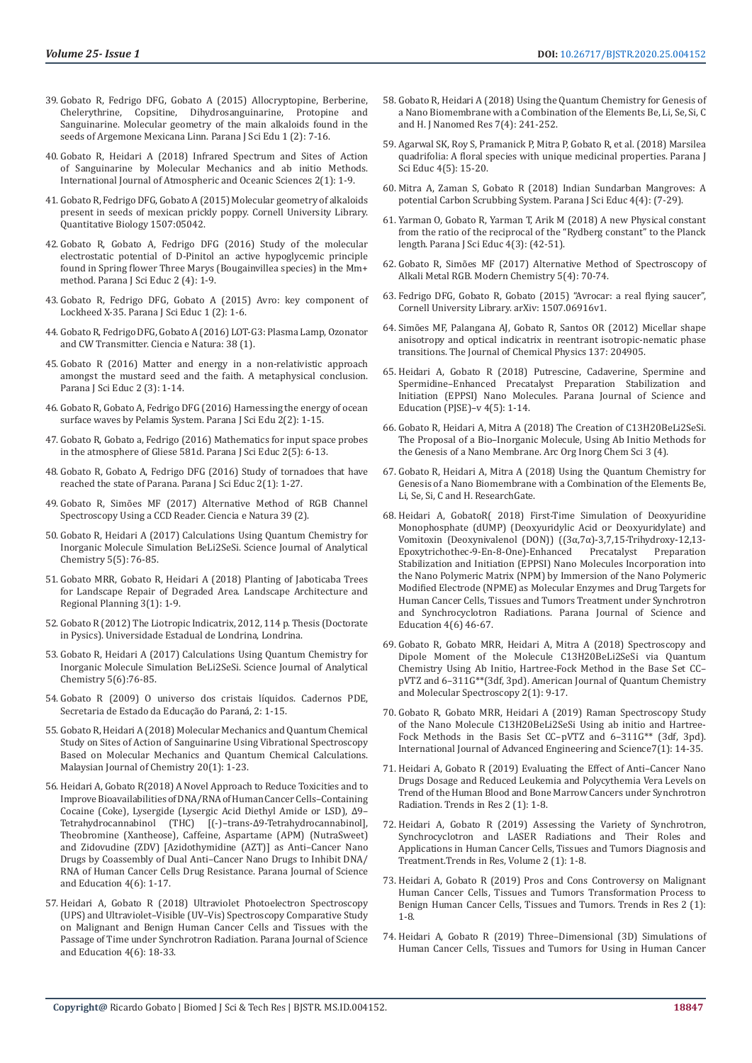39. Gobato R, Fedrigo DFG, Gobato A (2015) Allocryptopine, Berberine, Chelerythrine, Copsitine, Dihydrosanguinarine, Protopine and Sanguinarine. Molecular geometry of the main alkaloids found in the seeds of Argemone Mexicana Linn. Parana J Sci Edu 1 (2): 7-16.

40. Gobato R, Heidari A (2018) Infrared Spectrum and Sites of Action of Sanguinarine by Molecular Mechanics and ab initio Methods. International Journal of Atmospheric and Oceanic Sciences 2(1): 1-9.

41. Gobato R, Fedrigo DFG, Gobato A (2015) Molecular geometry of alkaloids present in seeds of mexican prickly poppy. Cornell University Library. Quantitative Biology 1507:05042.

42. Gobato R, Gobato A, Fedrigo DFG (2016) Study of the molecular electrostatic potential of D-Pinitol an active hypoglycemic principle found in Spring flower Three Marys (Bougainvillea species) in the Mm+ method. Parana J Sci Educ 2 (4): 1-9.

43. Gobato R, Fedrigo DFG, Gobato A (2015) Avro: key component of Lockheed X-35. Parana J Sci Educ 1 (2): 1-6.

44. Gobato R, Fedrigo DFG, Gobato A (2016) LOT-G3: Plasma Lamp, Ozonator and CW Transmitter. Ciencia e Natura: 38 (1).

45. Gobato R (2016) Matter and energy in a non-relativistic approach amongst the mustard seed and the faith. A metaphysical conclusion. Parana J Sci Educ 2 (3): 1-14.

46. Gobato R, Gobato A, Fedrigo DFG (2016) Harnessing the energy of ocean surface waves by Pelamis System. Parana J Sci Edu 2(2): 1-15.

47. Gobato R, Gobato a, Fedrigo (2016) Mathematics for input space probes in the atmosphere of Gliese 581d. Parana J Sci Educ 2(5): 6-13.

48. Gobato R, Gobato A, Fedrigo DFG (2016) Study of tornadoes that have reached the state of Parana. Parana J Sci Educ 2(1): 1-27.

49. Gobato R, Simões MF (2017) Alternative Method of RGB Channel Spectroscopy Using a CCD Reader. Ciencia e Natura 39 (2).

50. Gobato R, Heidari A (2017) Calculations Using Quantum Chemistry for Inorganic Molecule Simulation BeLi2SeSi. Science Journal of Analytical Chemistry 5(5): 76-85.

51. Gobato MRR, Gobato R, Heidari A (2018) Planting of Jaboticaba Trees for Landscape Repair of Degraded Area. Landscape Architecture and Regional Planning 3(1): 1-9.

52. Gobato R (2012) The Liotropic Indicatrix, 2012, 114 p. Thesis (Doctorate in Pysics). Universidade Estadual de Londrina, Londrina.

53. Gobato R, Heidari A (2017) Calculations Using Quantum Chemistry for Inorganic Molecule Simulation BeLi2SeSi. Science Journal of Analytical Chemistry 5(6):76-85.

54. Gobato R (2009) O universo dos cristais líquidos. Cadernos PDE, Secretaria de Estado da Educação do Paraná, 2: 1-15.

55. Gobato R, Heidari A (2018) Molecular Mechanics and Quantum Chemical Study on Sites of Action of Sanguinarine Using Vibrational Spectroscopy Based on Molecular Mechanics and Quantum Chemical Calculations. Malaysian Journal of Chemistry 20(1): 1-23.

56. Heidari A, Gobato R(2018) A Novel Approach to Reduce Toxicities and to Improve Bioavailabilities of DNA/RNA of Human Cancer Cells–Containing Cocaine (Coke), Lysergide (Lysergic Acid Diethyl Amide or LSD), Δ9–Tetrahydrocannabinol (THC) [(-)–trans-Δ9-Tetrahydrocannabinol], Theobromine (Xantheose), Caffeine, Aspartame (APM) (NutraSweet) and Zidovudine (ZDV) [Azidothymidine (AZT)] as Anti–Cancer Nano Drugs by Coassembly of Dual Anti–Cancer Nano Drugs to Inhibit DNA/RNA of Human Cancer Cells Drug Resistance. Parana Journal of Science and Education 4(6): 1-17.

57. Heidari A, Gobato R (2018) Ultraviolet Photoelectron Spectroscopy (UPS) and Ultraviolet–Visible (UV–Vis) Spectroscopy Comparative Study on Malignant and Benign Human Cancer Cells and Tissues with the Passage of Time under Synchrotron Radiation. Parana Journal of Science and Education 4(6): 18-33.

58. Gobato R, Heidari A (2018) Using the Quantum Chemistry for Genesis of a Nano Biomembrane with a Combination of the Elements Be, Li, Se, Si, C and H. J Nanomed Res 7(4): 241-252.

59. Agarwal SK, Roy S, Pramanick P, Mitra P, Gobato R, et al. (2018) Marsilea quadrifolia: A floral species with unique medicinal properties. Parana J Sci Educ 4(5): 15-20.

60. Mitra A, Zaman S, Gobato R (2018) Indian Sundarban Mangroves: A potential Carbon Scrubbing System. Parana J Sci Educ 4(4): (7-29).

61. Yarman O, Gobato R, Yarman T, Arik M (2018) A new Physical constant from the ratio of the reciprocal of the "Rydberg constant" to the Planck length. Parana J Sci Educ 4(3): (42-51).

62. Gobato R, Simões MF (2017) Alternative Method of Spectroscopy of Alkali Metal RGB. Modern Chemistry 5(4): 70-74.

63. Fedrigo DFG, Gobato R, Gobato (2015) "Avrocar: a real flying saucer", Cornell University Library. arXiv: 1507.06916v1.

64. Simões MF, Palangana AJ, Gobato R, Santos OR (2012) Micellar shape anisotropy and optical indicatrix in reentrant isotropic-nematic phase transitions. The Journal of Chemical Physics 137: 204905.

65. Heidari A, Gobato R (2018) Putrescine, Cadaverine, Spermine and Spermidine–Enhanced Precatalyst Preparation Stabilization and Initiation (EPPSI) Nano Molecules. Parana Journal of Science and Education (PJSE)–v 4(5): 1-14.

66. Gobato R, Heidari A, Mitra A (2018) The Creation of C13H20BeLi2SeSi. The Proposal of a Bio–Inorganic Molecule, Using Ab Initio Methods for the Genesis of a Nano Membrane. Arc Org Inorg Chem Sci 3 (4).

67. Gobato R, Heidari A, Mitra A (2018) Using the Quantum Chemistry for Genesis of a Nano Biomembrane with a Combination of the Elements Be, Li, Se, Si, C and H. ResearchGate.

68. Heidari A, GobatoR( 2018) First-Time Simulation of Deoxyuridine Monophosphate (dUMP) (Deoxyuridylic Acid or Deoxyuridylate) and Vomitoxin (Deoxynivalenol (DON)) ((3α,7α)-3,7,15-Trihydroxy-12,13-Epoxytrichothec-9-En-8-One)-Enhanced Precatalyst Preparation Stabilization and Initiation (EPPSI) Nano Molecules Incorporation into the Nano Polymeric Matrix (NPM) by Immersion of the Nano Polymeric Modified Electrode (NPME) as Molecular Enzymes and Drug Targets for Human Cancer Cells, Tissues and Tumors Treatment under Synchrotron and Synchrocyclotron Radiations. Parana Journal of Science and Education 4(6) 46-67.

69. Gobato R, Gobato MRR, Heidari A, Mitra A (2018) Spectroscopy and Dipole Moment of the Molecule C13H20BeLi2SeSi via Quantum Chemistry Using Ab Initio, Hartree-Fock Method in the Base Set CC–pVTZ and 6–311G**(3df, 3pd). American Journal of Quantum Chemistry and Molecular Spectroscopy 2(1): 9-17.

70. Gobato R, Gobato MRR, Heidari A (2019) Raman Spectroscopy Study of the Nano Molecule C13H20BeLi2SeSi Using ab initio and Hartree-Fock Methods in the Basis Set CC–pVTZ and 6–311G** (3df, 3pd). International Journal of Advanced Engineering and Science7(1): 14-35.

71. Heidari A, Gobato R (2019) Evaluating the Effect of Anti–Cancer Nano Drugs Dosage and Reduced Leukemia and Polycythemia Vera Levels on Trend of the Human Blood and Bone Marrow Cancers under Synchrotron Radiation. Trends in Res 2 (1): 1-8.

72. Heidari A, Gobato R (2019) Assessing the Variety of Synchrotron, Synchrocyclotron and LASER Radiations and Their Roles and Applications in Human Cancer Cells, Tissues and Tumors Diagnosis and Treatment.Trends in Res, Volume 2 (1): 1-8.

73. Heidari A, Gobato R (2019) Pros and Cons Controversy on Malignant Human Cancer Cells, Tissues and Tumors Transformation Process to Benign Human Cancer Cells, Tissues and Tumors. Trends in Res 2 (1): 1-8.

74. Heidari A, Gobato R (2019) Three–Dimensional (3D) Simulations of Human Cancer Cells, Tissues and Tumors for Using in Human Cancer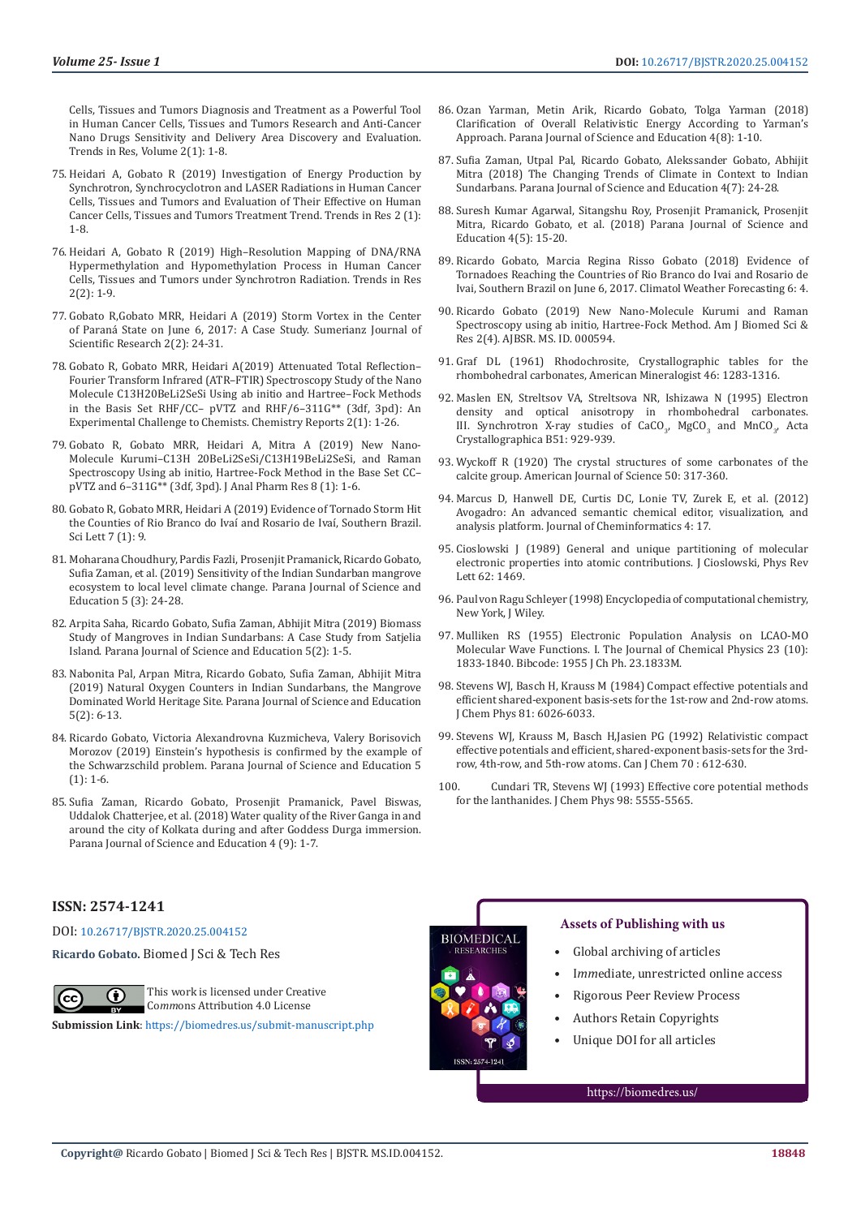Cells, Tissues and Tumors Diagnosis and Treatment as a Powerful Tool in Human Cancer Cells, Tissues and Tumors Research and Anti-Cancer Nano Drugs Sensitivity and Delivery Area Discovery and Evaluation. Trends in Res, Volume 2(1): 1-8.

75. Heidari A, Gobato R (2019) Investigation of Energy Production by Synchrotron, Synchrocyclotron and LASER Radiations in Human Cancer Cells, Tissues and Tumors and Evaluation of Their Effective on Human Cancer Cells, Tissues and Tumors Treatment Trend. Trends in Res 2 (1): 1-8.

76. Heidari A, Gobato R (2019) High–Resolution Mapping of DNA/RNA Hypermethylation and Hypomethylation Process in Human Cancer Cells, Tissues and Tumors under Synchrotron Radiation. Trends in Res 2(2): 1-9.

77. Gobato R,Gobato MRR, Heidari A (2019) Storm Vortex in the Center of Paraná State on June 6, 2017: A Case Study. Sumerianz Journal of Scientific Research 2(2): 24-31.

78. Gobato R, Gobato MRR, Heidari A(2019) Attenuated Total Reflection–Fourier Transform Infrared (ATR–FTIR) Spectroscopy Study of the Nano Molecule C13H20BeLi2SeSi Using ab initio and Hartree–Fock Methods in the Basis Set RHF/CC– pVTZ and RHF/6–311G** (3df, 3pd): An Experimental Challenge to Chemists. Chemistry Reports 2(1): 1-26.

79. Gobato R, Gobato MRR, Heidari A, Mitra A (2019) New Nano-Molecule Kurumi–C13H 20BeLi2SeSi/C13H19BeLi2SeSi, and Raman Spectroscopy Using ab initio, Hartree-Fock Method in the Base Set CC–pVTZ and 6–311G** (3df, 3pd). J Anal Pharm Res 8 (1): 1-6.

80. Gobato R, Gobato MRR, Heidari A (2019) Evidence of Tornado Storm Hit the Counties of Rio Branco do Ivaí and Rosario de Ivaí, Southern Brazil. Sci Lett 7 (1): 9.

81. Moharana Choudhury, Pardis Fazli, Prosenjit Pramanick, Ricardo Gobato, Sufia Zaman, et al. (2019) Sensitivity of the Indian Sundarban mangrove ecosystem to local level climate change. Parana Journal of Science and Education 5 (3): 24-28.

82. Arpita Saha, Ricardo Gobato, Sufia Zaman, Abhijit Mitra (2019) Biomass Study of Mangroves in Indian Sundarbans: A Case Study from Satjelia Island. Parana Journal of Science and Education 5(2): 1-5.

83. Nabonita Pal, Arpan Mitra, Ricardo Gobato, Sufia Zaman, Abhijit Mitra (2019) Natural Oxygen Counters in Indian Sundarbans, the Mangrove Dominated World Heritage Site. Parana Journal of Science and Education 5(2): 6-13.

84. Ricardo Gobato, Victoria Alexandrovna Kuzmicheva, Valery Borisovich Morozov (2019) Einstein's hypothesis is confirmed by the example of the Schwarzschild problem. Parana Journal of Science and Education 5 (1): 1-6.

85. Sufia Zaman, Ricardo Gobato, Prosenjit Pramanick, Pavel Biswas, Uddalok Chatterjee, et al. (2018) Water quality of the River Ganga in and around the city of Kolkata during and after Goddess Durga immersion. Parana Journal of Science and Education 4 (9): 1-7.

86. Ozan Yarman, Metin Arik, Ricardo Gobato, Tolga Yarman (2018) Clarification of Overall Relativistic Energy According to Yarman's Approach. Parana Journal of Science and Education 4(8): 1-10.

87. Sufia Zaman, Utpal Pal, Ricardo Gobato, Alekssander Gobato, Abhijit Mitra (2018) The Changing Trends of Climate in Context to Indian Sundarbans. Parana Journal of Science and Education 4(7): 24-28.

88. Suresh Kumar Agarwal, Sitangshu Roy, Prosenjit Pramanick, Prosenjit Mitra, Ricardo Gobato, et al. (2018) Parana Journal of Science and Education 4(5): 15-20.

89. Ricardo Gobato, Marcia Regina Risso Gobato (2018) Evidence of Tornadoes Reaching the Countries of Rio Branco do Ivai and Rosario de Ivai, Southern Brazil on June 6, 2017. Climatol Weather Forecasting 6: 4.

90. Ricardo Gobato (2019) New Nano-Molecule Kurumi and Raman Spectroscopy using ab initio, Hartree-Fock Method. Am J Biomed Sci & Res 2(4). AJBSR. MS. ID. 000594.

91. Graf DL (1961) Rhodochrosite, Crystallographic tables for the rhombohedral carbonates, American Mineralogist 46: 1283-1316.

92. Maslen EN, Streltsov VA, Streltsova NR, Ishizawa N (1995) Electron density and optical anisotropy in rhombohedral carbonates. III. Synchrotron X-ray studies of $CaCO_3$, $MgCO_3$ and $MnCO_3$. Acta Crystallographica B51: 929-939.

93. Wyckoff R (1920) The crystal structures of some carbonates of the calcite group. American Journal of Science 50: 317-360.

94. Marcus D, Hanwell DE, Curtis DC, Lonie TV, Zurek E, et al. (2012) Avogadro: An advanced semantic chemical editor, visualization, and analysis platform. Journal of Cheminformatics 4: 17.

95. Cioslowski J (1989) General and unique partitioning of molecular electronic properties into atomic contributions. J Cioslowski, Phys Rev Lett 62: 1469.

96. Paul von Ragu Schleyer (1998) Encyclopedia of computational chemistry, New York, J Wiley.

97. Mulliken RS (1955) Electronic Population Analysis on LCAO-MO Molecular Wave Functions. I. The Journal of Chemical Physics 23 (10): 1833-1840. Bibcode: 1955 J Ch Ph. 23.1833M.

98. Stevens WJ, Basch H, Krauss M (1984) Compact effective potentials and efficient shared-exponent basis-sets for the 1st-row and 2nd-row atoms. J Chem Phys 81: 6026-6033.

99. Stevens WJ, Krauss M, Basch H,Jasien PG (1992) Relativistic compact effective potentials and efficient, shared-exponent basis-sets for the 3rd-row, 4th-row, and 5th-row atoms. Can J Chem 70 : 612-630.

100. Cundari TR, Stevens WJ (1993) Effective core potential methods for the lanthanides. J Chem Phys 98: 5555-5565.

**ISSN: 2574-1241**

DOI: 10.26717/BJSTR.2020.25.004152

**Ricardo Gobato**. Biomed J Sci & Tech Res

This work is licensed under Creative Commons Attribution 4.0 License

**Submission Link**: https://biomedres.us/submit-manuscript.php

**Assets of Publishing with us**

- Global archiving of articles
- Immediate, unrestricted online access
- Rigorous Peer Review Process
- Authors Retain Copyrights
- Unique DOI for all articles

https://biomedres.us/